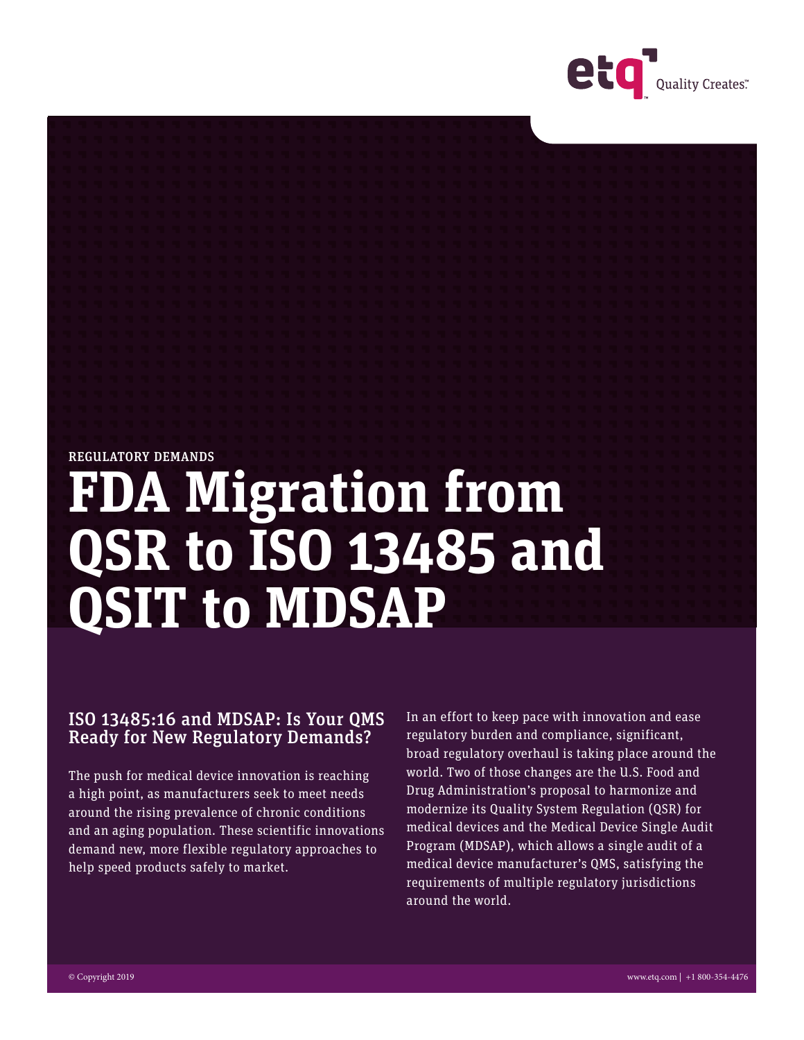REGULATORY DEMANDS

# FDA Migration from QSR to ISO 13485 and QSIT to MDSAP

## ISO 13485:16 and MDSAP: Is Your QMS Ready for New Regulatory Demands?

The push for medical device innovation is reaching a high point, as manufacturers seek to meet needs around the rising prevalence of chronic conditions and an aging population. These scientific innovations demand new, more flexible regulatory approaches to help speed products safely to market.

In an effort to keep pace with innovation and ease regulatory burden and compliance, significant, broad regulatory overhaul is taking place around the world. Two of those changes are the U.S. Food and Drug Administration's proposal to harmonize and modernize its Quality System Regulation (QSR) for medical devices and the Medical Device Single Audit Program (MDSAP), which allows a single audit of a medical device manufacturer's QMS, satisfying the requirements of multiple regulatory jurisdictions around the world.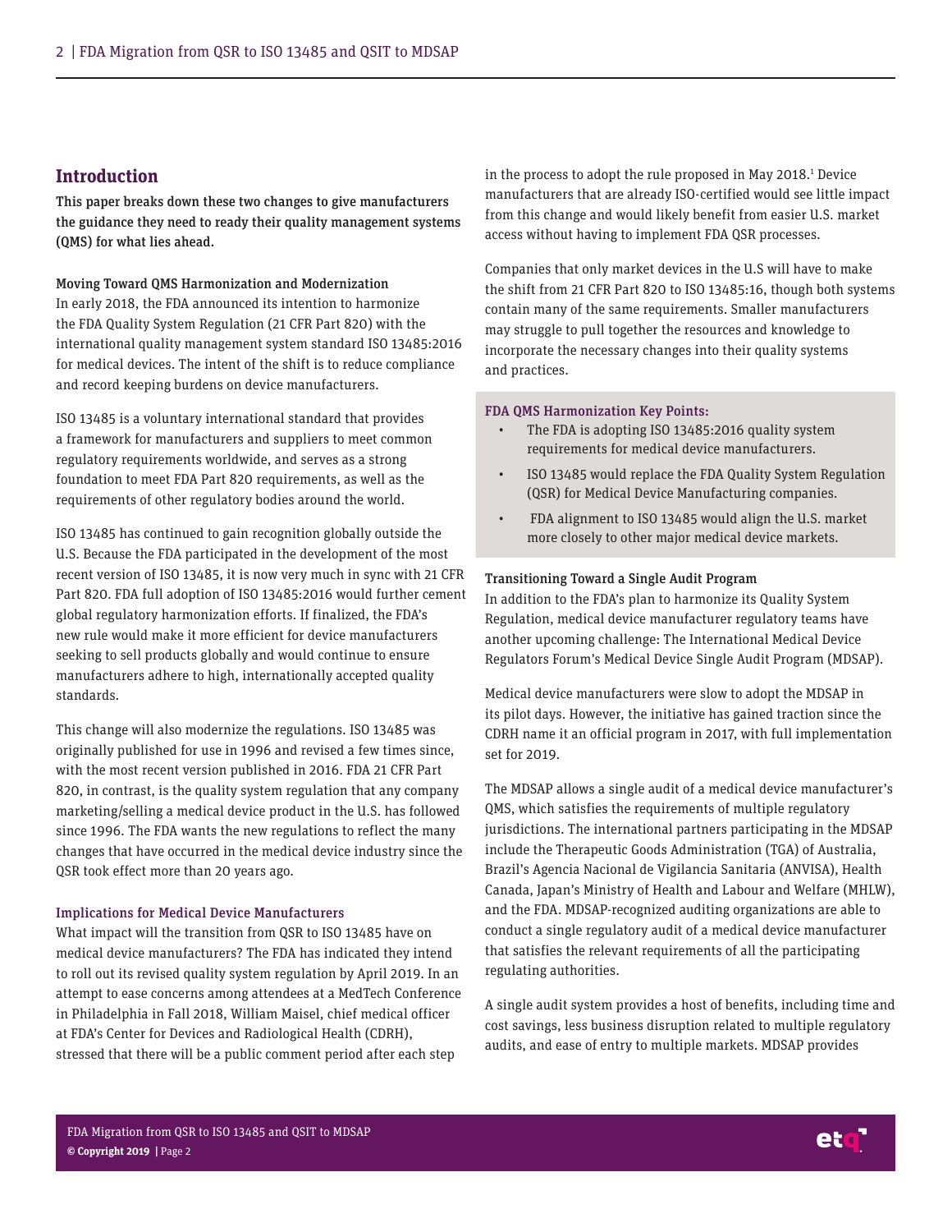## Introduction

**This paper breaks down these two changes to give manufacturers the guidance they need to ready their quality management systems (QMS) for what lies ahead.**

### Moving Toward QMS Harmonization and Modernization

In early 2018, the FDA announced its intention to harmonize the FDA Quality System Regulation (21 CFR Part 820) with the international quality management system standard ISO 13485:2016 for medical devices. The intent of the shift is to reduce compliance and record keeping burdens on device manufacturers.

ISO 13485 is a voluntary international standard that provides a framework for manufacturers and suppliers to meet common regulatory requirements worldwide, and serves as a strong foundation to meet FDA Part 820 requirements, as well as the requirements of other regulatory bodies around the world.

ISO 13485 has continued to gain recognition globally outside the U.S. Because the FDA participated in the development of the most recent version of ISO 13485, it is now very much in sync with 21 CFR Part 820. FDA full adoption of ISO 13485:2016 would further cement global regulatory harmonization efforts. If finalized, the FDA's new rule would make it more efficient for device manufacturers seeking to sell products globally and would continue to ensure manufacturers adhere to high, internationally accepted quality standards.

This change will also modernize the regulations. ISO 13485 was originally published for use in 1996 and revised a few times since, with the most recent version published in 2016. FDA 21 CFR Part 820, in contrast, is the quality system regulation that any company marketing/selling a medical device product in the U.S. has followed since 1996. The FDA wants the new regulations to reflect the many changes that have occurred in the medical device industry since the QSR took effect more than 20 years ago.

### Implications for Medical Device Manufacturers

What impact will the transition from QSR to ISO 13485 have on medical device manufacturers? The FDA has indicated they intend to roll out its revised quality system regulation by April 2019. In an attempt to ease concerns among attendees at a MedTech Conference in Philadelphia in Fall 2018, William Maisel, chief medical officer at FDA's Center for Devices and Radiological Health (CDRH), stressed that there will be a public comment period after each step in the process to adopt the rule proposed in May 2018.[1] Device manufacturers that are already ISO-certified would see little impact from this change and would likely benefit from easier U.S. market access without having to implement FDA QSR processes.

Companies that only market devices in the U.S will have to make the shift from 21 CFR Part 820 to ISO 13485:16, though both systems contain many of the same requirements. Smaller manufacturers may struggle to pull together the resources and knowledge to incorporate the necessary changes into their quality systems and practices.

**FDA QMS Harmonization Key Points:**

- The FDA is adopting ISO 13485:2016 quality system requirements for medical device manufacturers.
- ISO 13485 would replace the FDA Quality System Regulation (QSR) for Medical Device Manufacturing companies.
- FDA alignment to ISO 13485 would align the U.S. market more closely to other major medical device markets.

### Transitioning Toward a Single Audit Program

In addition to the FDA's plan to harmonize its Quality System Regulation, medical device manufacturer regulatory teams have another upcoming challenge: The International Medical Device Regulators Forum's Medical Device Single Audit Program (MDSAP).

Medical device manufacturers were slow to adopt the MDSAP in its pilot days. However, the initiative has gained traction since the CDRH name it an official program in 2017, with full implementation set for 2019.

The MDSAP allows a single audit of a medical device manufacturer's QMS, which satisfies the requirements of multiple regulatory jurisdictions. The international partners participating in the MDSAP include the Therapeutic Goods Administration (TGA) of Australia, Brazil's Agencia Nacional de Vigilancia Sanitaria (ANVISA), Health Canada, Japan's Ministry of Health and Labour and Welfare (MHLW), and the FDA. MDSAP-recognized auditing organizations are able to conduct a single regulatory audit of a medical device manufacturer that satisfies the relevant requirements of all the participating regulating authorities.

A single audit system provides a host of benefits, including time and cost savings, less business disruption related to multiple regulatory audits, and ease of entry to multiple markets. MDSAP provides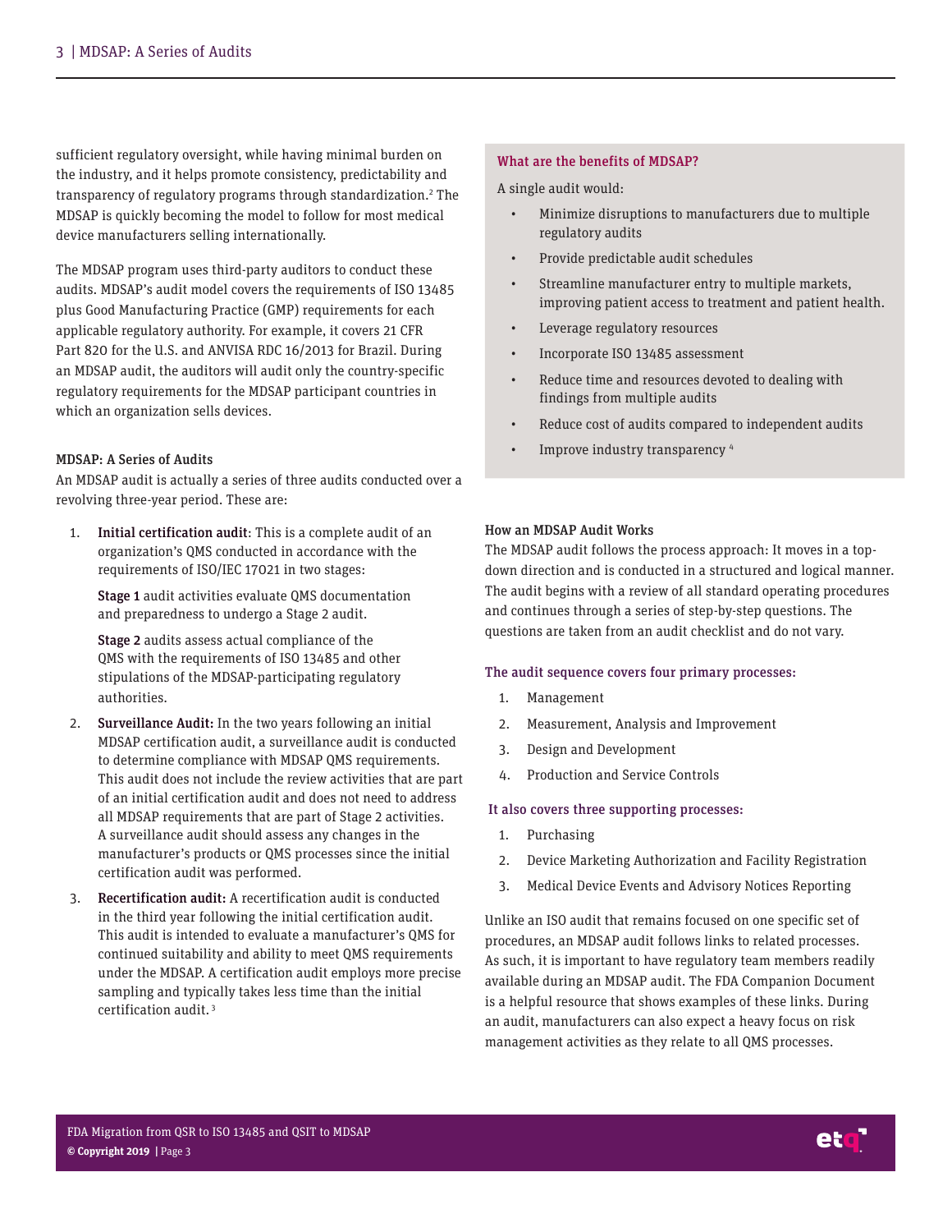sufficient regulatory oversight, while having minimal burden on the industry, and it helps promote consistency, predictability and transparency of regulatory programs through standardization.[2] The MDSAP is quickly becoming the model to follow for most medical device manufacturers selling internationally.

The MDSAP program uses third-party auditors to conduct these audits. MDSAP's audit model covers the requirements of ISO 13485 plus Good Manufacturing Practice (GMP) requirements for each applicable regulatory authority. For example, it covers 21 CFR Part 820 for the U.S. and ANVISA RDC 16/2013 for Brazil. During an MDSAP audit, the auditors will audit only the country-specific regulatory requirements for the MDSAP participant countries in which an organization sells devices.

### MDSAP: A Series of Audits

An MDSAP audit is actually a series of three audits conducted over a revolving three-year period. These are:

1. **Initial certification audit**: This is a complete audit of an organization's QMS conducted in accordance with the requirements of ISO/IEC 17021 in two stages:

   **Stage 1** audit activities evaluate QMS documentation and preparedness to undergo a Stage 2 audit.

   **Stage 2** audits assess actual compliance of the QMS with the requirements of ISO 13485 and other stipulations of the MDSAP-participating regulatory authorities.

2. **Surveillance Audit:** In the two years following an initial MDSAP certification audit, a surveillance audit is conducted to determine compliance with MDSAP QMS requirements. This audit does not include the review activities that are part of an initial certification audit and does not need to address all MDSAP requirements that are part of Stage 2 activities. A surveillance audit should assess any changes in the manufacturer's products or QMS processes since the initial certification audit was performed.

3. **Recertification audit:** A recertification audit is conducted in the third year following the initial certification audit. This audit is intended to evaluate a manufacturer's QMS for continued suitability and ability to meet QMS requirements under the MDSAP. A certification audit employs more precise sampling and typically takes less time than the initial certification audit.[3]

### What are the benefits of MDSAP?

A single audit would:

- Minimize disruptions to manufacturers due to multiple regulatory audits
- Provide predictable audit schedules
- Streamline manufacturer entry to multiple markets, improving patient access to treatment and patient health.
- Leverage regulatory resources
- Incorporate ISO 13485 assessment
- Reduce time and resources devoted to dealing with findings from multiple audits
- Reduce cost of audits compared to independent audits
- Improve industry transparency[4]

### How an MDSAP Audit Works

The MDSAP audit follows the process approach: It moves in a top-down direction and is conducted in a structured and logical manner. The audit begins with a review of all standard operating procedures and continues through a series of step-by-step questions. The questions are taken from an audit checklist and do not vary.

#### The audit sequence covers four primary processes:

1. Management
2. Measurement, Analysis and Improvement
3. Design and Development
4. Production and Service Controls

#### It also covers three supporting processes:

1. Purchasing
2. Device Marketing Authorization and Facility Registration
3. Medical Device Events and Advisory Notices Reporting

Unlike an ISO audit that remains focused on one specific set of procedures, an MDSAP audit follows links to related processes. As such, it is important to have regulatory team members readily available during an MDSAP audit. The FDA Companion Document is a helpful resource that shows examples of these links. During an audit, manufacturers can also expect a heavy focus on risk management activities as they relate to all QMS processes.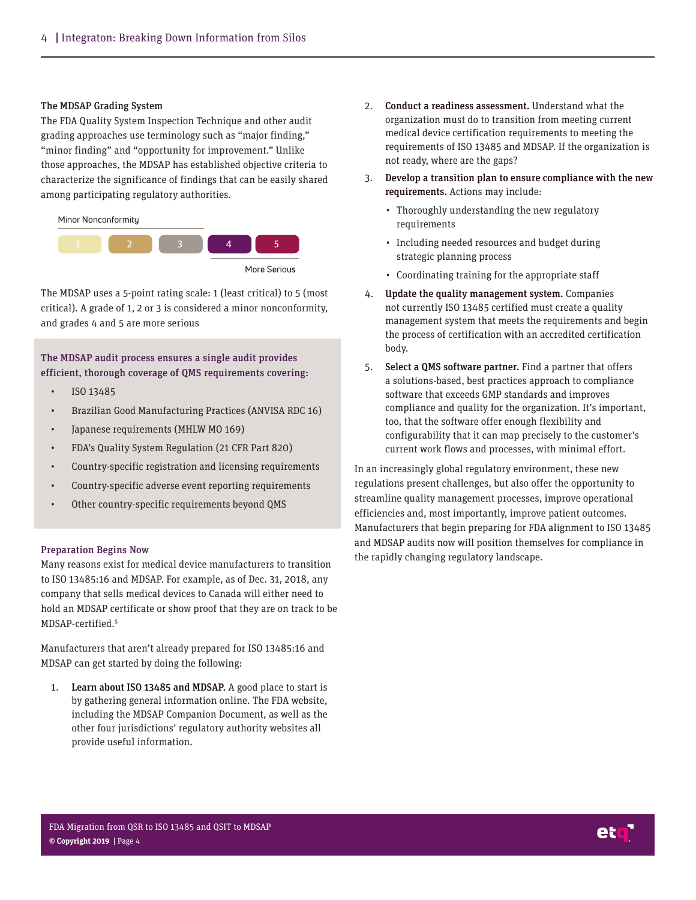### The MDSAP Grading System

The FDA Quality System Inspection Technique and other audit grading approaches use terminology such as "major finding," "minor finding" and "opportunity for improvement." Unlike those approaches, the MDSAP has established objective criteria to characterize the significance of findings that can be easily shared among participating regulatory authorities.

Minor Nonconformity

| 1 | 2 | 3 | 4 | 5 |
|---|---|---|---|---|

More Serious

The MDSAP uses a 5-point rating scale: 1 (least critical) to 5 (most critical). A grade of 1, 2 or 3 is considered a minor nonconformity, and grades 4 and 5 are more serious

**The MDSAP audit process ensures a single audit provides efficient, thorough coverage of QMS requirements covering:**

- ISO 13485
- Brazilian Good Manufacturing Practices (ANVISA RDC 16)
- Japanese requirements (MHLW MO 169)
- FDA's Quality System Regulation (21 CFR Part 820)
- Country-specific registration and licensing requirements
- Country-specific adverse event reporting requirements
- Other country-specific requirements beyond QMS

### Preparation Begins Now

Many reasons exist for medical device manufacturers to transition to ISO 13485:16 and MDSAP. For example, as of Dec. 31, 2018, any company that sells medical devices to Canada will either need to hold an MDSAP certificate or show proof that they are on track to be MDSAP-certified.[5]

Manufacturers that aren't already prepared for ISO 13485:16 and MDSAP can get started by doing the following:

1. **Learn about ISO 13485 and MDSAP.** A good place to start is by gathering general information online. The FDA website, including the MDSAP Companion Document, as well as the other four jurisdictions' regulatory authority websites all provide useful information.
2. **Conduct a readiness assessment.** Understand what the organization must do to transition from meeting current medical device certification requirements to meeting the requirements of ISO 13485 and MDSAP. If the organization is not ready, where are the gaps?
3. **Develop a transition plan to ensure compliance with the new requirements.** Actions may include:
   - Thoroughly understanding the new regulatory requirements
   - Including needed resources and budget during strategic planning process
   - Coordinating training for the appropriate staff
4. **Update the quality management system.** Companies not currently ISO 13485 certified must create a quality management system that meets the requirements and begin the process of certification with an accredited certification body.
5. **Select a QMS software partner.** Find a partner that offers a solutions-based, best practices approach to compliance software that exceeds GMP standards and improves compliance and quality for the organization. It's important, too, that the software offer enough flexibility and configurability that it can map precisely to the customer's current work flows and processes, with minimal effort.

In an increasingly global regulatory environment, these new regulations present challenges, but also offer the opportunity to streamline quality management processes, improve operational efficiencies and, most importantly, improve patient outcomes. Manufacturers that begin preparing for FDA alignment to ISO 13485 and MDSAP audits now will position themselves for compliance in the rapidly changing regulatory landscape.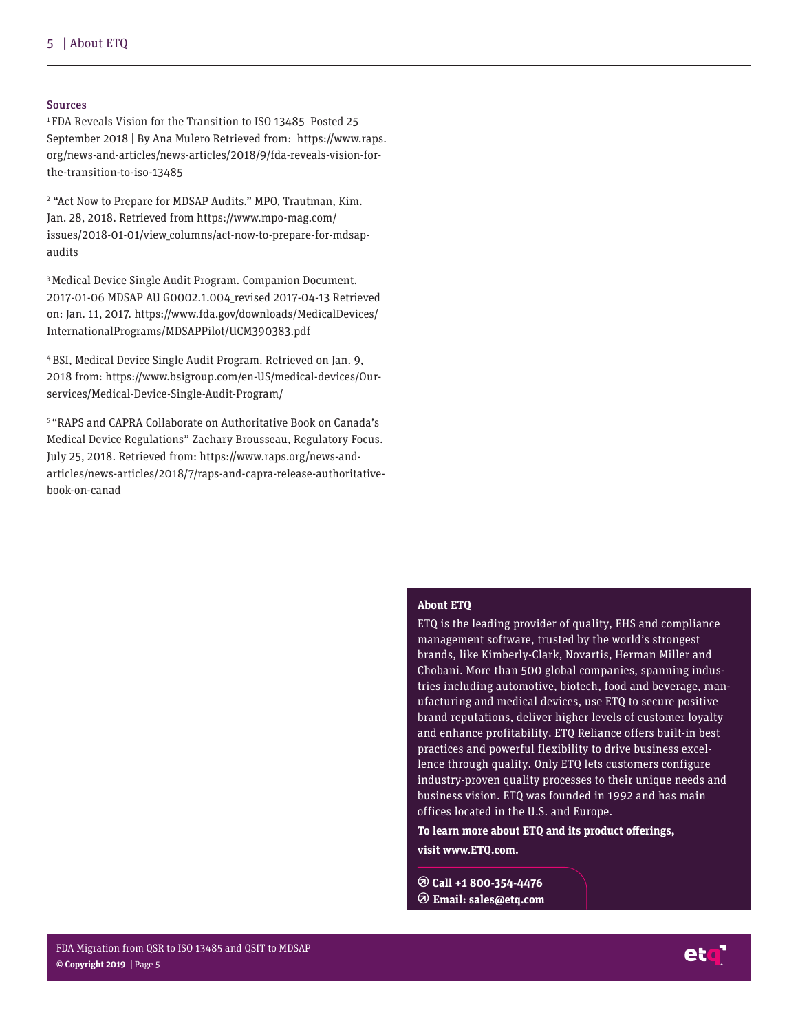## Sources

[1] FDA Reveals Vision for the Transition to ISO 13485 Posted 25 September 2018 | By Ana Mulero Retrieved from: https://www.raps.org/news-and-articles/news-articles/2018/9/fda-reveals-vision-for-the-transition-to-iso-13485

[2] "Act Now to Prepare for MDSAP Audits." MPO, Trautman, Kim. Jan. 28, 2018. Retrieved from https://www.mpo-mag.com/issues/2018-01-01/view_columns/act-now-to-prepare-for-mdsap-audits

[3] Medical Device Single Audit Program. Companion Document. 2017-01-06 MDSAP AU G0002.1.004_revised 2017-04-13 Retrieved on: Jan. 11, 2017. https://www.fda.gov/downloads/MedicalDevices/InternationalPrograms/MDSAPPilot/UCM390383.pdf

[4] BSI, Medical Device Single Audit Program. Retrieved on Jan. 9, 2018 from: https://www.bsigroup.com/en-US/medical-devices/Our-services/Medical-Device-Single-Audit-Program/

[5] "RAPS and CAPRA Collaborate on Authoritative Book on Canada's Medical Device Regulations" Zachary Brousseau, Regulatory Focus. July 25, 2018. Retrieved from: https://www.raps.org/news-and-articles/news-articles/2018/7/raps-and-capra-release-authoritative-book-on-canad

**About ETQ**

ETQ is the leading provider of quality, EHS and compliance management software, trusted by the world's strongest brands, like Kimberly-Clark, Novartis, Herman Miller and Chobani. More than 500 global companies, spanning industries including automotive, biotech, food and beverage, manufacturing and medical devices, use ETQ to secure positive brand reputations, deliver higher levels of customer loyalty and enhance profitability. ETQ Reliance offers built-in best practices and powerful flexibility to drive business excellence through quality. Only ETQ lets customers configure industry-proven quality processes to their unique needs and business vision. ETQ was founded in 1992 and has main offices located in the U.S. and Europe.

**To learn more about ETQ and its product offerings, visit www.ETQ.com.**

**Call +1 800-354-4476**

**Email: sales@etq.com**